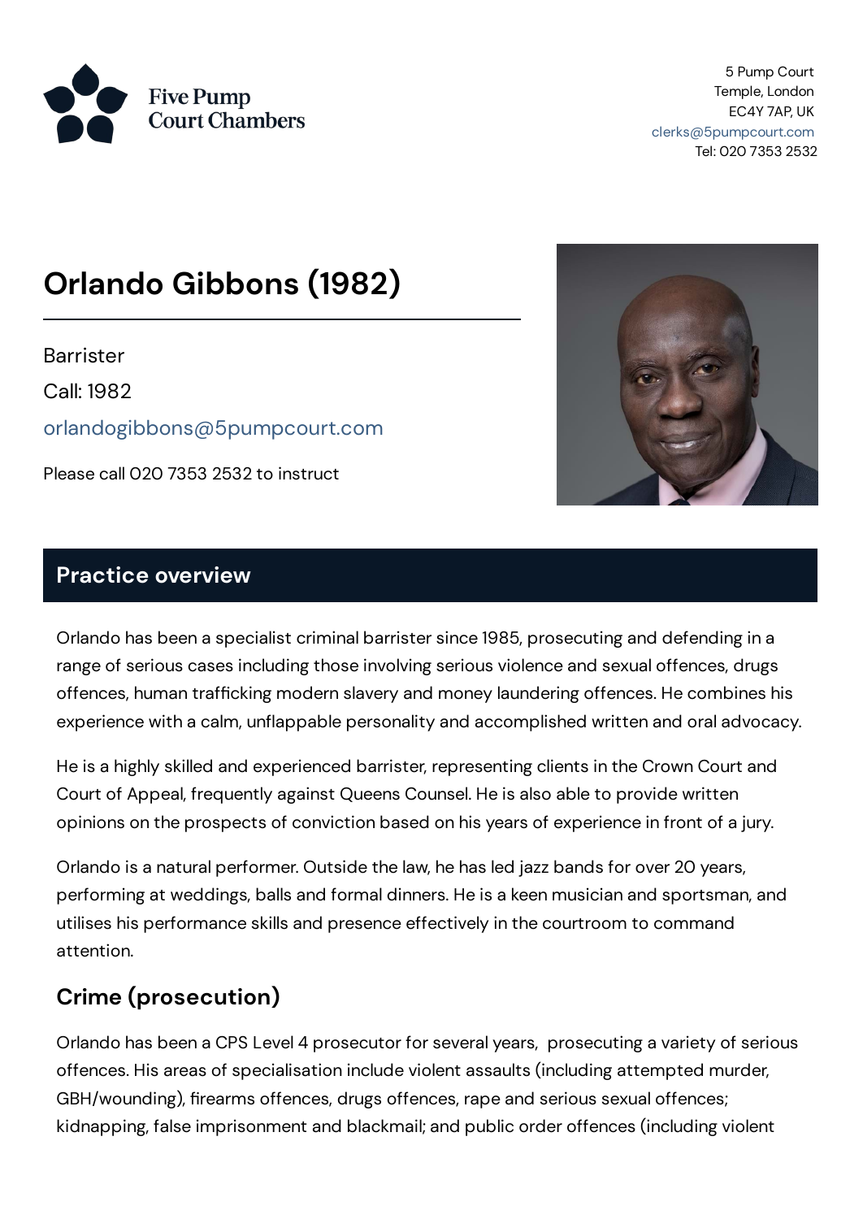Five Pump Court Chambers

5 Pump Court
Temple, London
EC4Y 7AP, UK
clerks@5pumpcourt.com
Tel: 020 7353 2532

# Orlando Gibbons (1982)

Barrister

Call: 1982

orlandogibbons@5pumpcourt.com

Please call 020 7353 2532 to instruct

## Practice overview

Orlando has been a specialist criminal barrister since 1985, prosecuting and defending in a range of serious cases including those involving serious violence and sexual offences, drugs offences, human trafficking modern slavery and money laundering offences. He combines his experience with a calm, unflappable personality and accomplished written and oral advocacy.

He is a highly skilled and experienced barrister, representing clients in the Crown Court and Court of Appeal, frequently against Queens Counsel. He is also able to provide written opinions on the prospects of conviction based on his years of experience in front of a jury.

Orlando is a natural performer. Outside the law, he has led jazz bands for over 20 years, performing at weddings, balls and formal dinners. He is a keen musician and sportsman, and utilises his performance skills and presence effectively in the courtroom to command attention.

### Crime (prosecution)

Orlando has been a CPS Level 4 prosecutor for several years, prosecuting a variety of serious offences. His areas of specialisation include violent assaults (including attempted murder, GBH/wounding), firearms offences, drugs offences, rape and serious sexual offences; kidnapping, false imprisonment and blackmail; and public order offences (including violent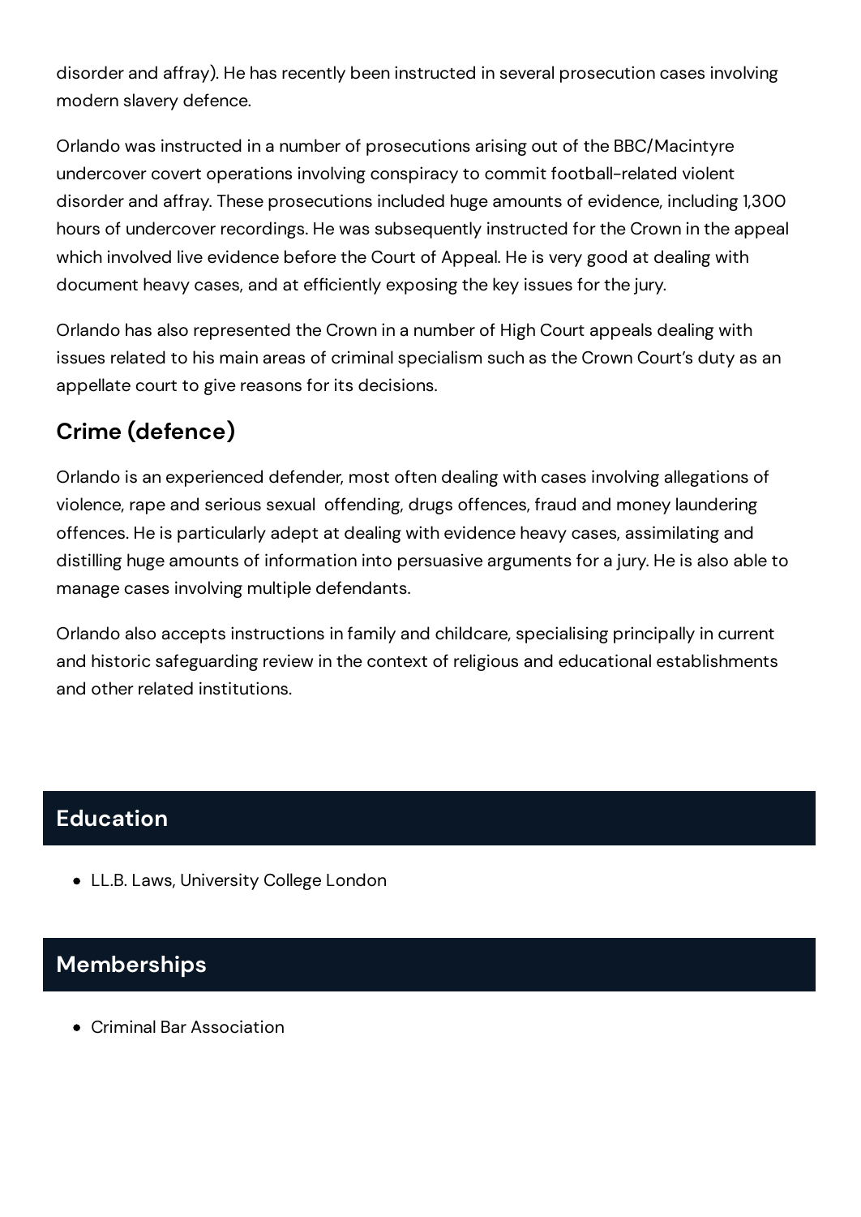disorder and affray). He has recently been instructed in several prosecution cases involving modern slavery defence.

Orlando was instructed in a number of prosecutions arising out of the BBC/Macintyre undercover covert operations involving conspiracy to commit football-related violent disorder and affray. These prosecutions included huge amounts of evidence, including 1,300 hours of undercover recordings. He was subsequently instructed for the Crown in the appeal which involved live evidence before the Court of Appeal. He is very good at dealing with document heavy cases, and at efficiently exposing the key issues for the jury.

Orlando has also represented the Crown in a number of High Court appeals dealing with issues related to his main areas of criminal specialism such as the Crown Court's duty as an appellate court to give reasons for its decisions.

## Crime (defence)

Orlando is an experienced defender, most often dealing with cases involving allegations of violence, rape and serious sexual offending, drugs offences, fraud and money laundering offences. He is particularly adept at dealing with evidence heavy cases, assimilating and distilling huge amounts of information into persuasive arguments for a jury. He is also able to manage cases involving multiple defendants.

Orlando also accepts instructions in family and childcare, specialising principally in current and historic safeguarding review in the context of religious and educational establishments and other related institutions.

## Education

- LL.B. Laws, University College London

## Memberships

- Criminal Bar Association